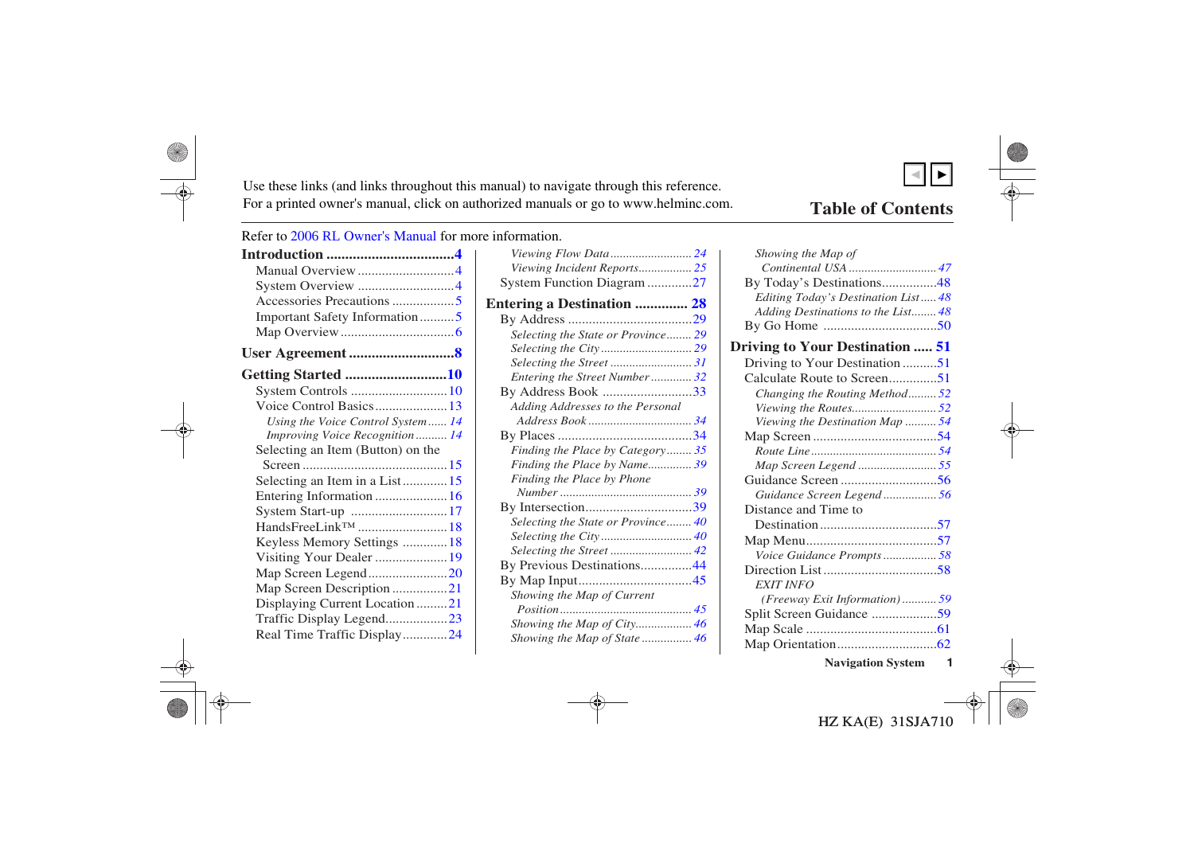Use these links (and links throughout this manual) to navigate through this reference.
For a printed owner's manual, click on authorized manuals or go to www.helminc.com.

# Table of Contents

Refer to 2006 RL Owner's Manual for more information.

**Introduction .................................4**
- Manual Overview ............................4
- System Overview ............................4
- Accessories Precautions ..................5
- Important Safety Information ..........5
- Map Overview .................................6

**User Agreement ...........................8**

**Getting Started ...........................10**
- System Controls ............................10
- Voice Control Basics .....................13
  - *Using the Voice Control System ...... 14*
  - *Improving Voice Recognition .......... 14*
- Selecting an Item (Button) on the Screen ..........................................15
- Selecting an Item in a List .............15
- Entering Information .....................16
- System Start-up ............................17
- HandsFreeLink™ ..........................18
- Keyless Memory Settings .............18
- Visiting Your Dealer .....................19
- Map Screen Legend .......................20
- Map Screen Description ................21
- Displaying Current Location .........21
- Traffic Display Legend..................23
- Real Time Traffic Display .............24
  - *Viewing Flow Data ......................... 24*
  - *Viewing Incident Reports................. 25*
- System Function Diagram .............27

**Entering a Destination ............. 28**
- By Address ....................................29
  - *Selecting the State or Province........ 29*
  - *Selecting the City ............................ 29*
  - *Selecting the Street .......................... 31*
  - *Entering the Street Number ............ 32*
- By Address Book ..........................33
  - *Adding Addresses to the Personal Address Book ................................ 34*
- By Places .......................................34
  - *Finding the Place by Category ........ 35*
  - *Finding the Place by Name............. 39*
  - *Finding the Place by Phone Number .......................................... 39*
- By Intersection...............................39
  - *Selecting the State or Province........ 40*
  - *Selecting the City ............................ 40*
  - *Selecting the Street .......................... 42*
- By Previous Destinations...............44
- By Map Input.................................45
  - *Showing the Map of Current Position .......................................... 45*
  - *Showing the Map of City................. 46*
  - *Showing the Map of State ............... 46*
  - *Showing the Map of Continental USA ........................... 47*
- By Today's Destinations................48
  - *Editing Today's Destination List ..... 48*
  - *Adding Destinations to the List........ 48*
- By Go Home .................................50

**Driving to Your Destination ..... 51**
- Driving to Your Destination ..........51
- Calculate Route to Screen..............51
  - *Changing the Routing Method......... 52*
  - *Viewing the Routes.......................... 52*
  - *Viewing the Destination Map .......... 54*
- Map Screen ....................................54
  - *Route Line ........................................ 54*
  - *Map Screen Legend ......................... 55*
- Guidance Screen ............................56
  - *Guidance Screen Legend ................. 56*
- Distance and Time to Destination ..................................57
- Map Menu......................................57
  - *Voice Guidance Prompts ................. 58*
- Direction List .................................58
  - *EXIT INFO (Freeway Exit Information) ........... 59*
- Split Screen Guidance ...................59
- Map Scale ......................................61
- Map Orientation.............................62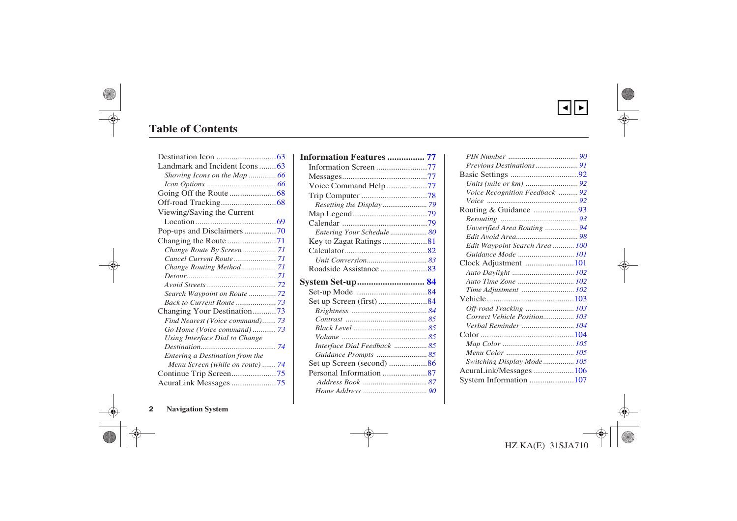## Table of Contents

- Destination Icon ............................ 63
- Landmark and Incident Icons ........ 63
  - *Showing Icons on the Map ............. 66*
  - *Icon Options ..................................... 66*
- Going Off the Route ...................... 68
- Off-road Tracking .......................... 68
- Viewing/Saving the Current Location ...................................... 69
- Pop-ups and Disclaimers ............... 70
- Changing the Route ....................... 71
  - *Change Route By Screen ................. 71*
  - *Cancel Current Route ...................... 71*
  - *Change Routing Method .................. 71*
  - *Detour .............................................. 71*
  - *Avoid Streets .................................... 72*
  - *Search Waypoint on Route ............. 72*
  - *Back to Current Route ..................... 73*
- Changing Your Destination ........... 73
  - *Find Nearest (Voice command) ....... 73*
  - *Go Home (Voice command) ............ 73*
  - *Using Interface Dial to Change Destination ....................................... 74*
  - *Entering a Destination from the Menu Screen (while on route) ....... 74*
- Continue Trip Screen ..................... 75
- AcuraLink Messages ..................... 75

**Information Features ................ 77**

- Information Screen ........................ 77
- Messages ........................................ 77
- Voice Command Help ................... 77
- Trip Computer ............................... 78
  - *Resetting the Display ....................... 79*
- Map Legend ................................... 79
- Calendar ........................................ 79
  - *Entering Your Schedule ................... 80*
- Key to Zagat Ratings ..................... 81
- Calculator ....................................... 82
  - *Unit Conversion ............................... 83*
- Roadside Assistance ...................... 83

**System Set-up ............................ 84**

- Set-up Mode ................................. 84
- Set up Screen (first) ....................... 84
  - *Brightness ....................................... 84*
  - *Contrast ........................................... 85*
  - *Black Level ...................................... 85*
  - *Volume ............................................ 85*
  - *Interface Dial Feedback ................. 85*
  - *Guidance Prompts .......................... 85*
- Set up Screen (second) .................. 86
- Personal Information ..................... 87
  - *Address Book ................................. 87*
  - *Home Address ................................. 90*
  - *PIN Number ..................................... 90*
  - *Previous Destinations ...................... 91*
- Basic Settings ................................ 92
  - *Units (mile or km) ........................... 92*
  - *Voice Recognition Feedback .......... 92*
  - *Voice ............................................... 92*
- Routing & Guidance ..................... 93
  - *Rerouting ......................................... 93*
  - *Unverified Area Routing ................. 94*
  - *Edit Avoid Area ................................ 98*
  - *Edit Waypoint Search Area ........... 100*
  - *Guidance Mode ............................. 101*
- Clock Adjustment ........................ 101
  - *Auto Daylight ................................ 102*
  - *Auto Time Zone ............................. 102*
  - *Time Adjustment ........................... 102*
- Vehicle .......................................... 103
  - *Off-road Tracking ......................... 103*
  - *Correct Vehicle Position ................ 103*
  - *Verbal Reminder ........................... 104*
- Color ............................................ 104
  - *Map Color ..................................... 105*
  - *Menu Color ................................... 105*
  - *Switching Display Mode ................ 105*
- AcuraLink/Messages ................... 106
- System Information ..................... 107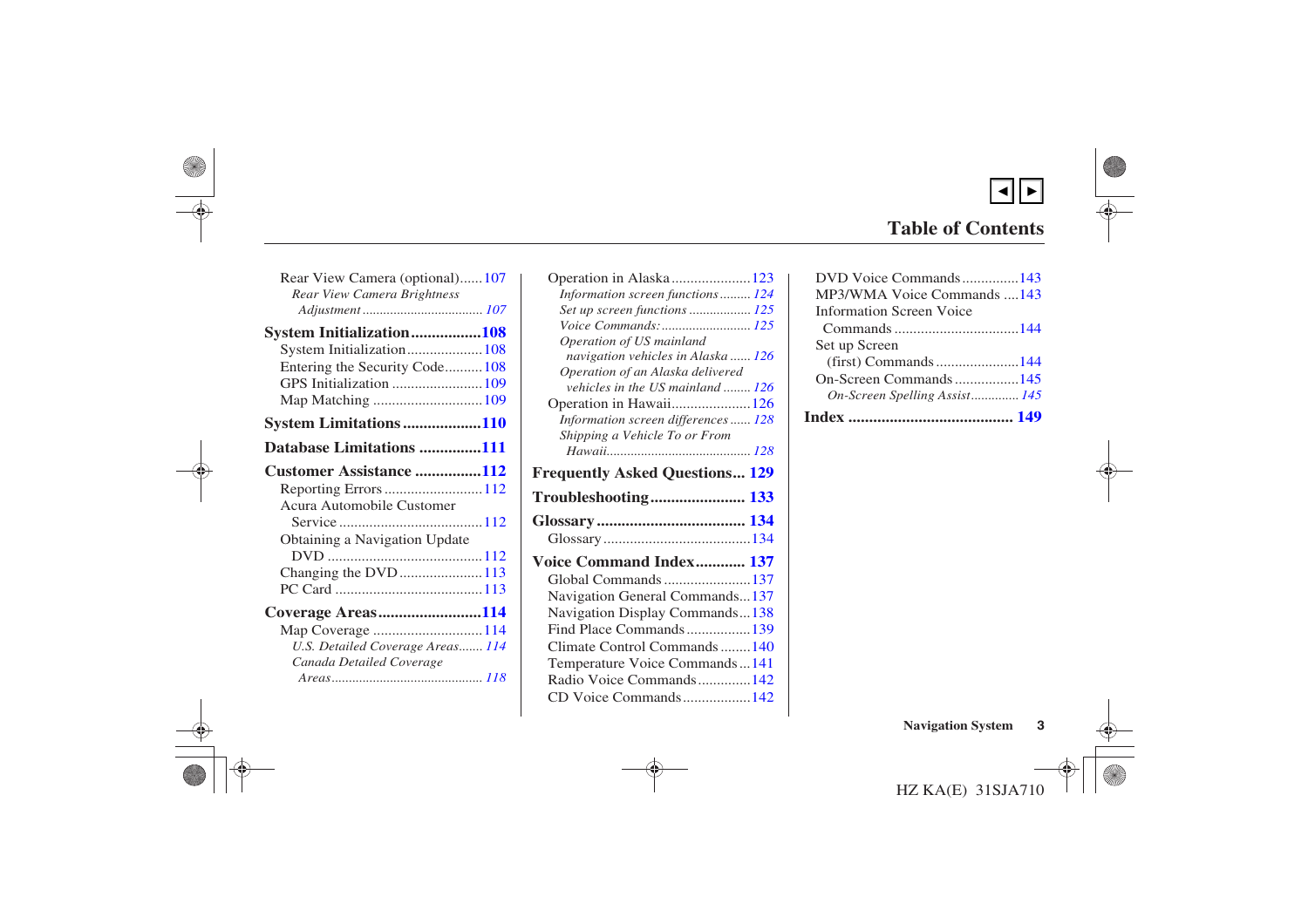## Table of Contents

Rear View Camera (optional)...... 107
*Rear View Camera Brightness Adjustment* ...... *107*

**System Initialization ................. 108**
System Initialization .................... 108
Entering the Security Code.......... 108
GPS Initialization ........................ 109
Map Matching ............................. 109

**System Limitations ................... 110**

**Database Limitations ............... 111**

**Customer Assistance ................ 112**
Reporting Errors .......................... 112
Acura Automobile Customer Service ...................................... 112
Obtaining a Navigation Update DVD ......................................... 112
Changing the DVD ...................... 113
PC Card ....................................... 113

**Coverage Areas ......................... 114**
Map Coverage ............................. 114
*U.S. Detailed Coverage Areas....... 114*
*Canada Detailed Coverage Areas ............................................ 118*

Operation in Alaska ..................... 123
*Information screen functions ......... 124*
*Set up screen functions ................. 125*
*Voice Commands: .......................... 125*
*Operation of US mainland navigation vehicles in Alaska ...... 126*
*Operation of an Alaska delivered vehicles in the US mainland ........ 126*
Operation in Hawaii..................... 126
*Information screen differences ...... 128*
*Shipping a Vehicle To or From Hawaii.......................................... 128*

**Frequently Asked Questions... 129**

**Troubleshooting ....................... 133**

**Glossary .................................... 134**
Glossary ....................................... 134

**Voice Command Index ............ 137**
Global Commands ....................... 137
Navigation General Commands... 137
Navigation Display Commands... 138
Find Place Commands ................. 139
Climate Control Commands ........ 140
Temperature Voice Commands ... 141
Radio Voice Commands ............. 142
CD Voice Commands .................. 142
DVD Voice Commands ............... 143
MP3/WMA Voice Commands .... 143
Information Screen Voice Commands ................................. 144
Set up Screen (first) Commands ...................... 144
On-Screen Commands ................. 145
*On-Screen Spelling Assist............. 145*

**Index ........................................ 149**